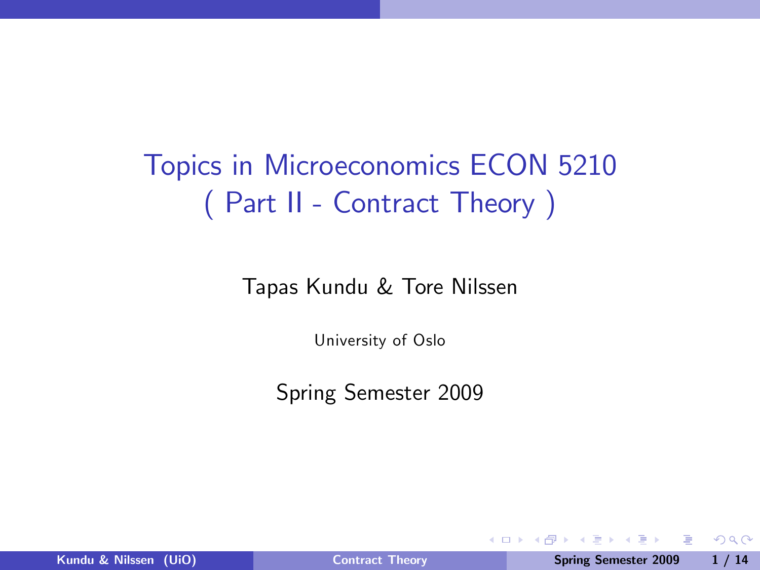# Topics in Microeconomics ECON 5210 ( Part II - Contract Theory )

Tapas Kundu & Tore Nilssen

University of Oslo

Spring Semester 2009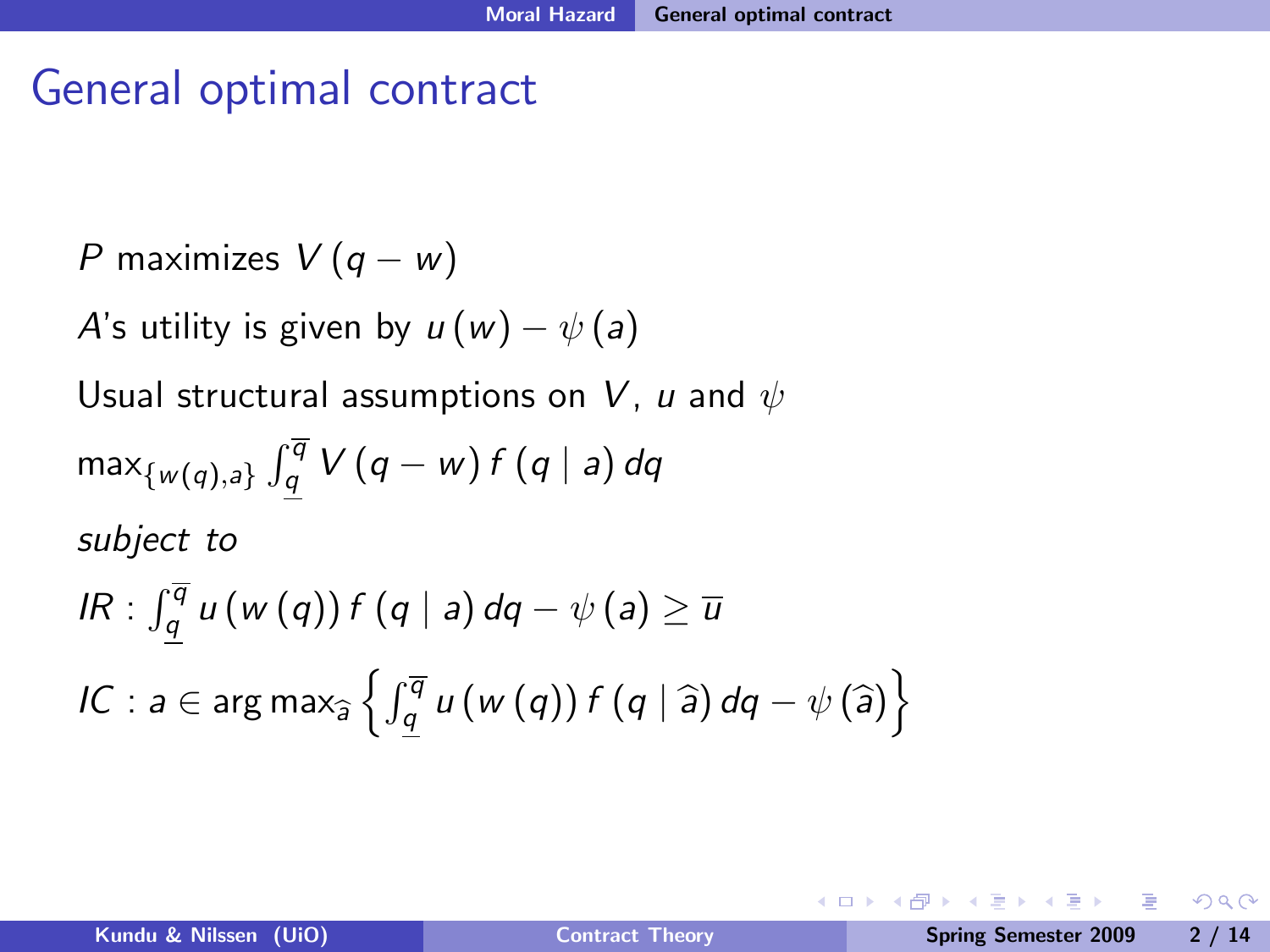# General optimal contract

$P$ maximizes $V(q - w)$

$A$'s utility is given by $u(w) - \psi(a)$

Usual structural assumptions on $V$, $u$ and $\psi$

$\max_{\{w(q),a\}} \int_{\underline{q}}^{\overline{q}} V(q - w) f(q \mid a)\, dq$

*subject to*

$IR : \int_{\underline{q}}^{\overline{q}} u(w(q)) f(q \mid a)\, dq - \psi(a) \geq \overline{u}$

$IC : a \in \arg\max_{\widehat{a}} \left\{ \int_{\underline{q}}^{\overline{q}} u(w(q)) f(q \mid \widehat{a})\, dq - \psi(\widehat{a}) \right\}$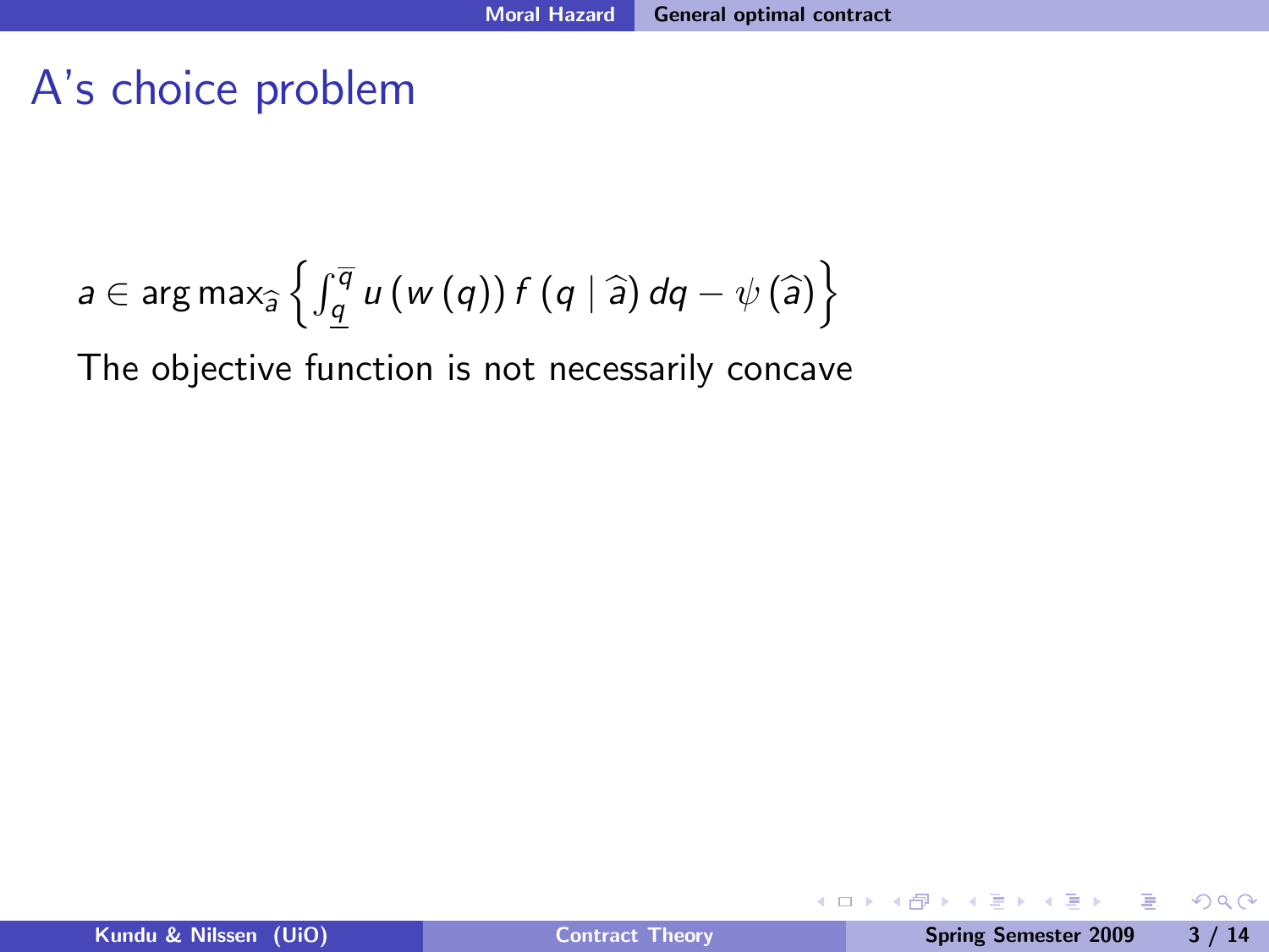# A's choice problem

$$a \in \arg\max_{\widehat{a}} \left\{ \int_{\underline{q}}^{\overline{q}} u\left(w\left(q\right)\right) f\left(q \mid \widehat{a}\right) dq - \psi\left(\widehat{a}\right) \right\}$$

The objective function is not necessarily concave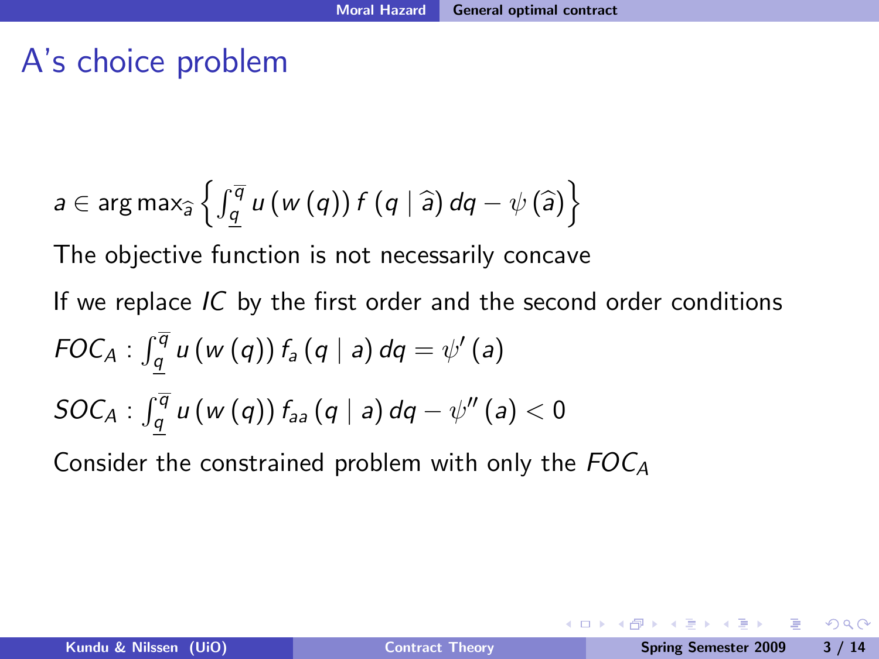# A's choice problem

$$a \in \arg\max_{\hat{a}} \left\{ \int_{\underline{q}}^{\overline{q}} u\left(w\left(q\right)\right) f\left(q \mid \hat{a}\right) dq - \psi\left(\hat{a}\right) \right\}$$

The objective function is not necessarily concave

If we replace *IC* by the first order and the second order conditions

$FOC_A : \int_{\underline{q}}^{\overline{q}} u\left(w\left(q\right)\right) f_a\left(q \mid a\right) dq = \psi'\left(a\right)$

$SOC_A : \int_{\underline{q}}^{\overline{q}} u\left(w\left(q\right)\right) f_{aa}\left(q \mid a\right) dq - \psi''\left(a\right) < 0$

Consider the constrained problem with only the $FOC_A$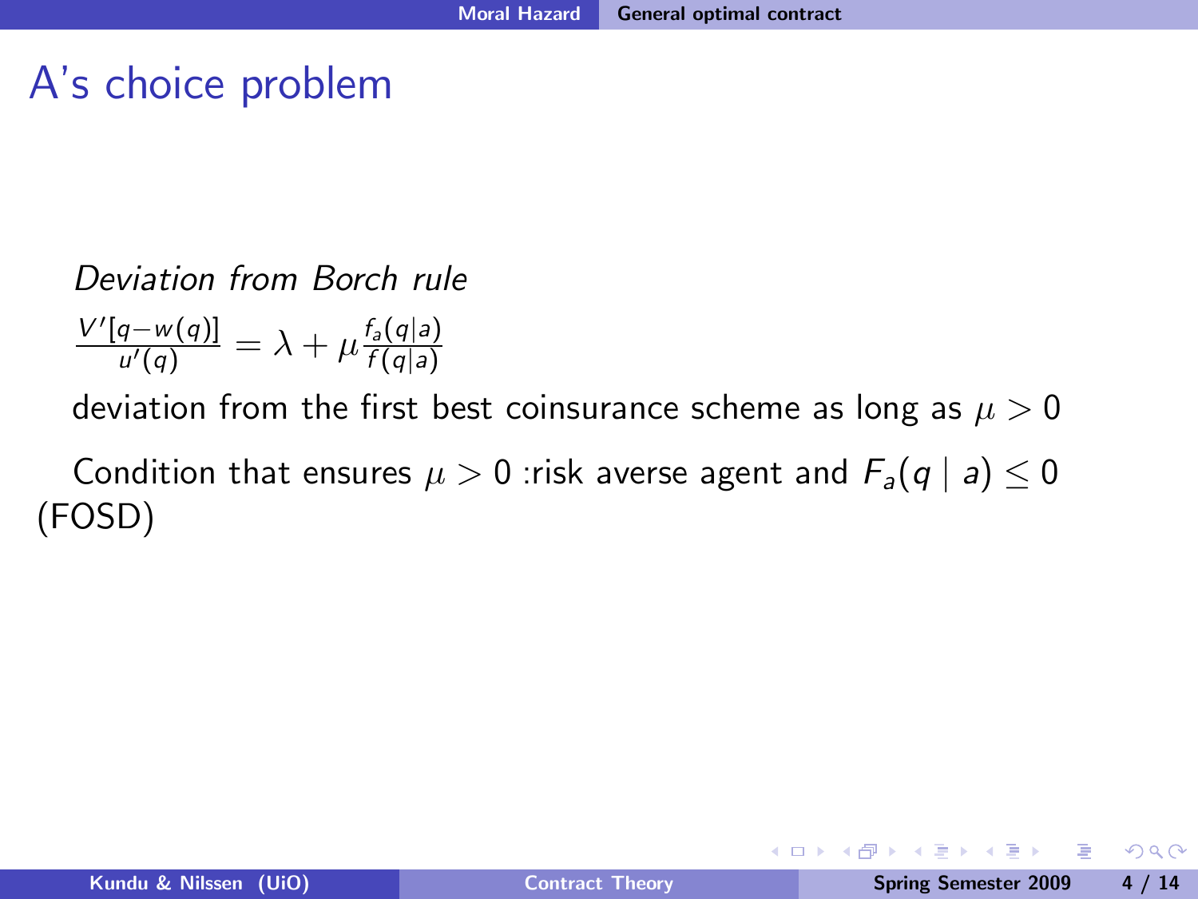# A's choice problem

*Deviation from Borch rule*

$$\frac{V'[q-w(q)]}{u'(q)} = \lambda + \mu \frac{f_a(q|a)}{f(q|a)}$$

deviation from the first best coinsurance scheme as long as $\mu > 0$

Condition that ensures $\mu > 0$ :risk averse agent and $F_a(q \mid a) \leq 0$ (FOSD)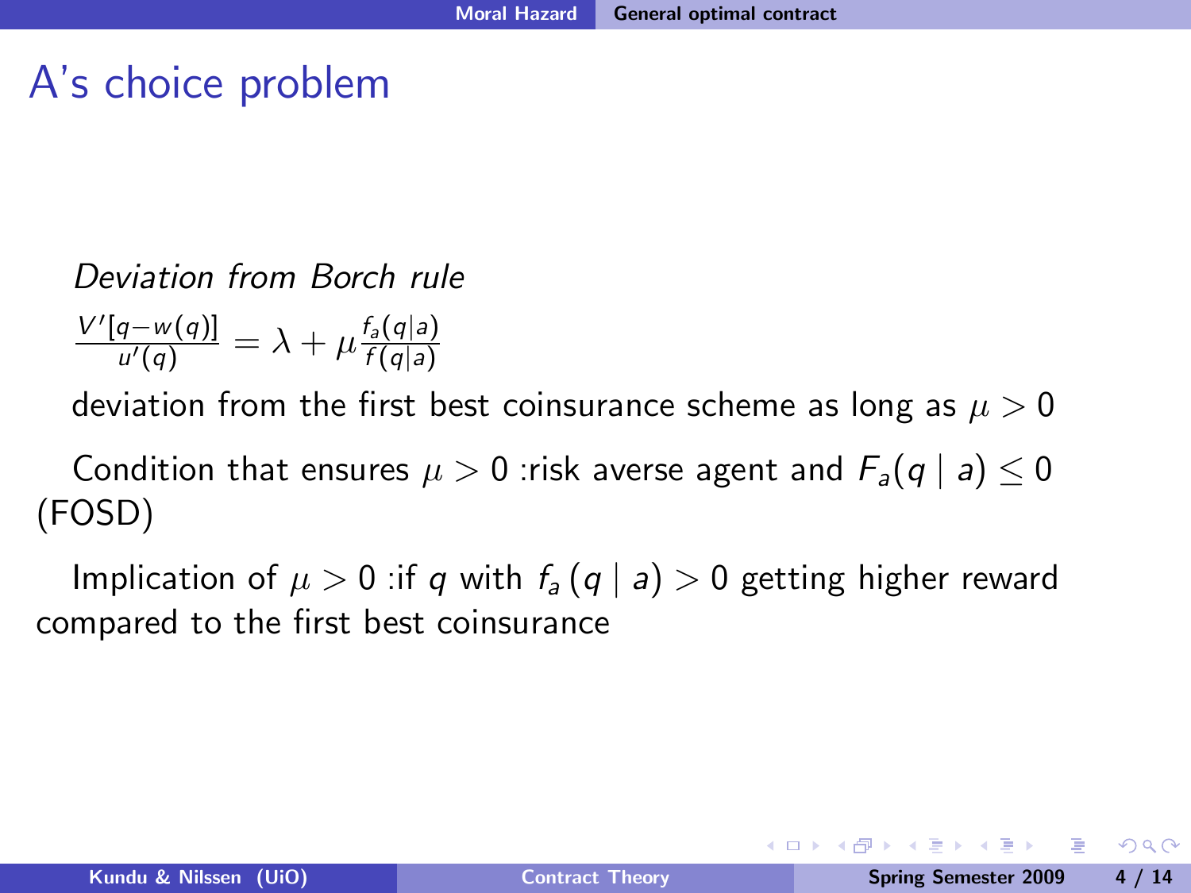# A's choice problem

*Deviation from Borch rule*

$$\frac{V'[q-w(q)]}{u'(q)} = \lambda + \mu \frac{f_a(q|a)}{f(q|a)}$$

deviation from the first best coinsurance scheme as long as $\mu > 0$

Condition that ensures $\mu > 0$ :risk averse agent and $F_a(q \mid a) \leq 0$ (FOSD)

Implication of $\mu > 0$ :if $q$ with $f_a(q \mid a) > 0$ getting higher reward compared to the first best coinsurance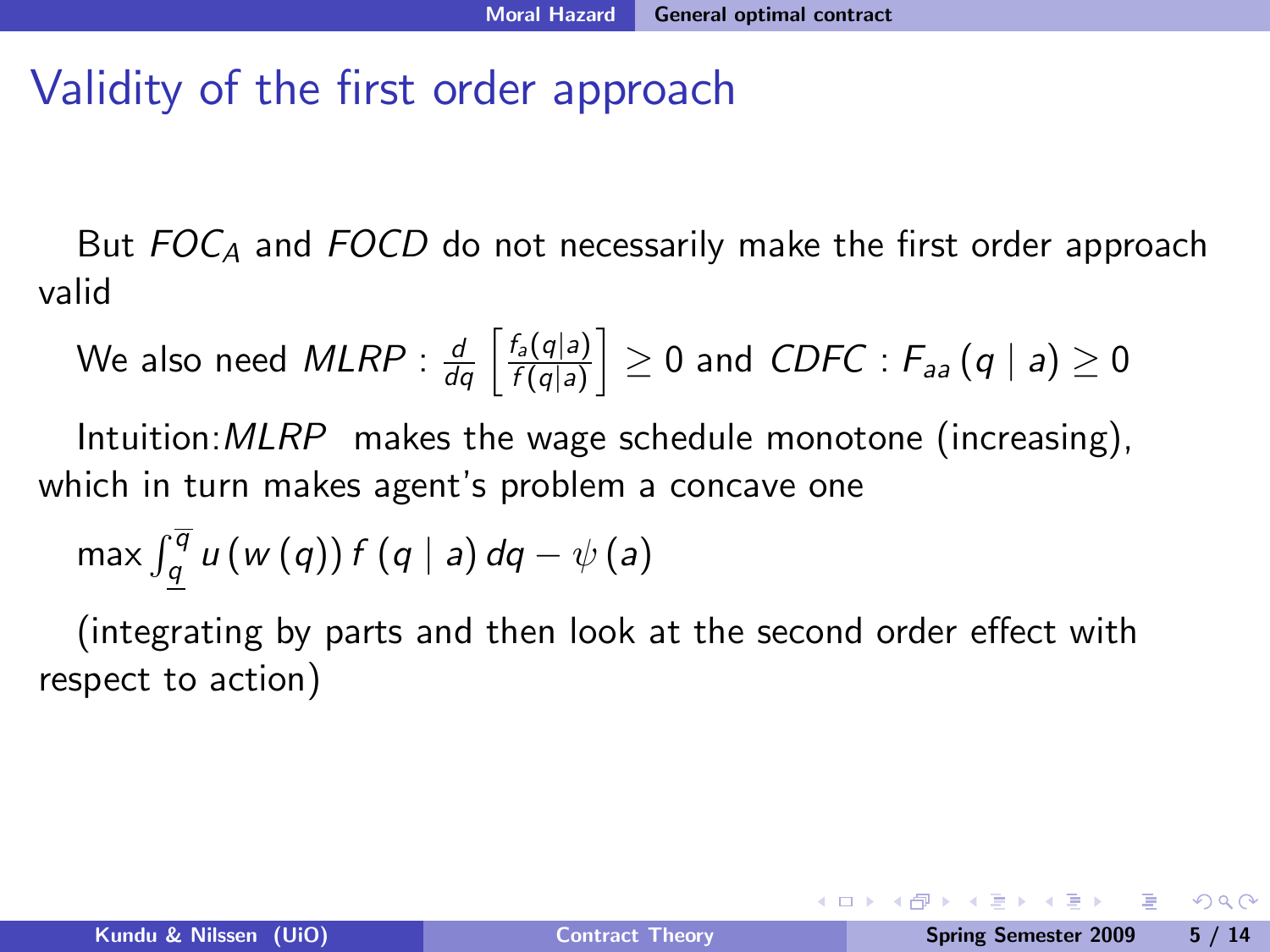# Validity of the first order approach

But $FOC_A$ and $FOCD$ do not necessarily make the first order approach valid

We also need $MLRP$ : $\frac{d}{dq}\left[\frac{f_a(q|a)}{f(q|a)}\right] \geq 0$ and $CDFC$ : $F_{aa}(q \mid a) \geq 0$

Intuition: $MLRP$ makes the wage schedule monotone (increasing), which in turn makes agent's problem a concave one

$\max \int_{\underline{q}}^{\overline{q}} u(w(q)) f(q \mid a)\, dq - \psi(a)$

(integrating by parts and then look at the second order effect with respect to action)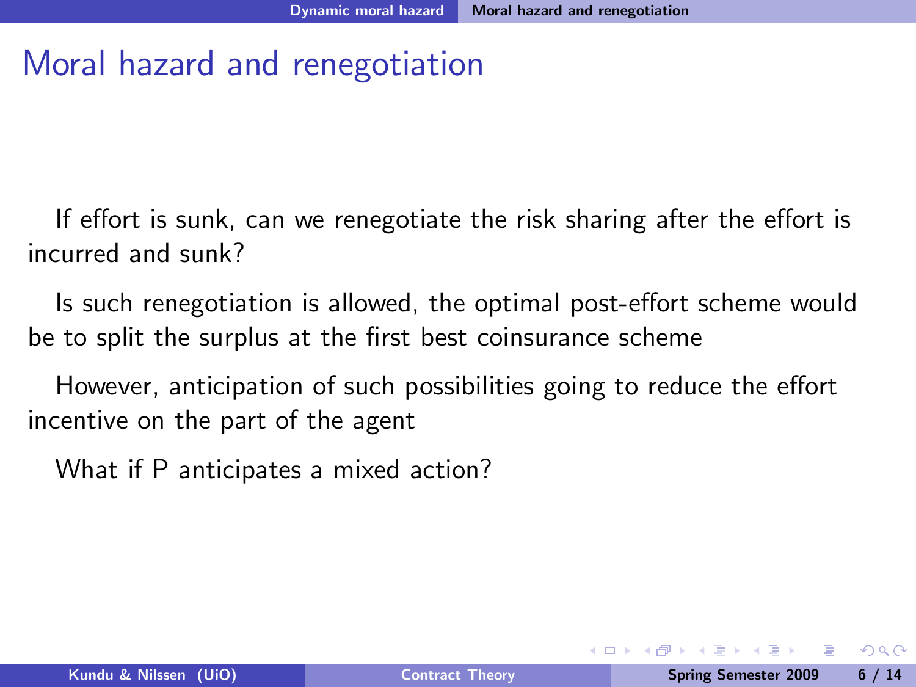# Moral hazard and renegotiation

If effort is sunk, can we renegotiate the risk sharing after the effort is incurred and sunk?

Is such renegotiation is allowed, the optimal post-effort scheme would be to split the surplus at the first best coinsurance scheme

However, anticipation of such possibilities going to reduce the effort incentive on the part of the agent

What if P anticipates a mixed action?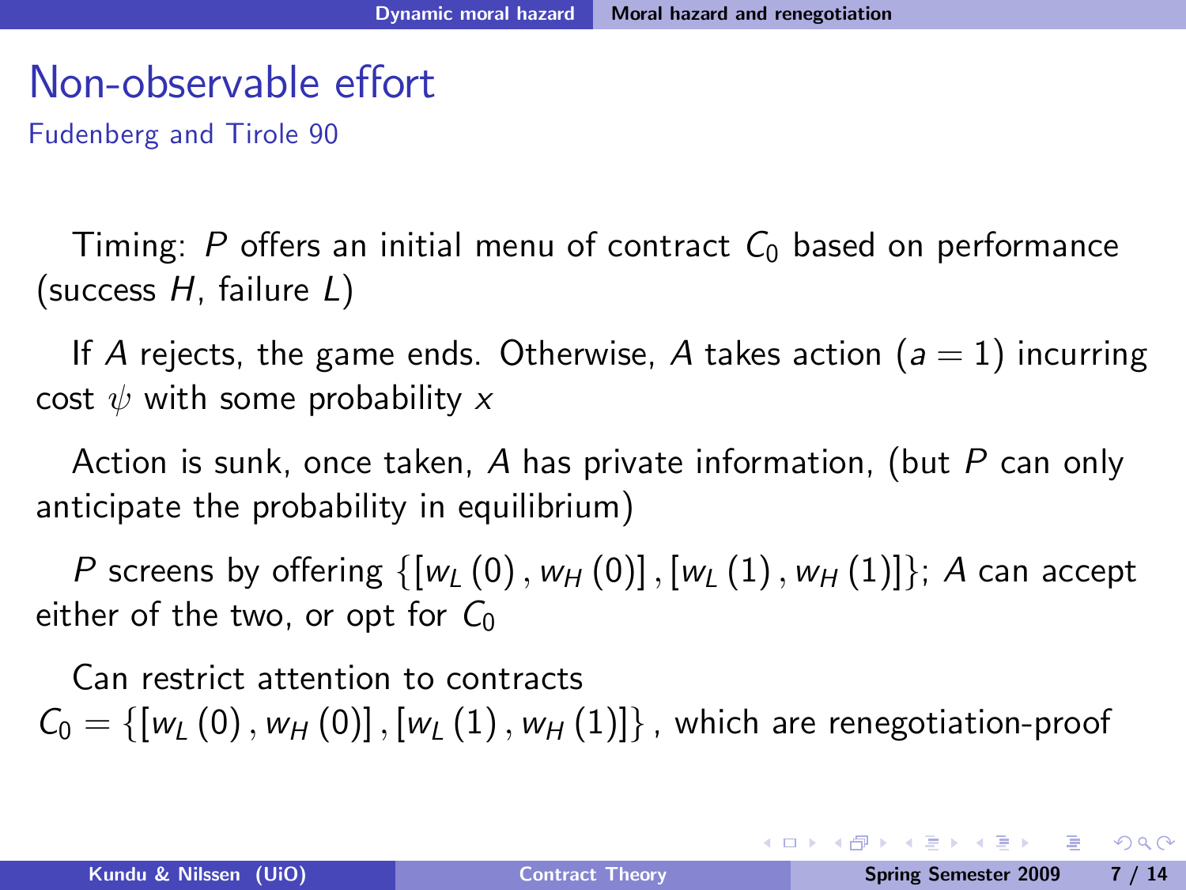# Non-observable effort

## Fudenberg and Tirole 90

Timing: $P$ offers an initial menu of contract $C_0$ based on performance (success $H$, failure $L$)

If $A$ rejects, the game ends. Otherwise, $A$ takes action ($a = 1$) incurring cost $\psi$ with some probability $x$

Action is sunk, once taken, $A$ has private information, (but $P$ can only anticipate the probability in equilibrium)

$P$ screens by offering $\{[w_L(0), w_H(0)], [w_L(1), w_H(1)]\}$; $A$ can accept either of the two, or opt for $C_0$

Can restrict attention to contracts $C_0 = \{[w_L(0), w_H(0)], [w_L(1), w_H(1)]\}$, which are renegotiation-proof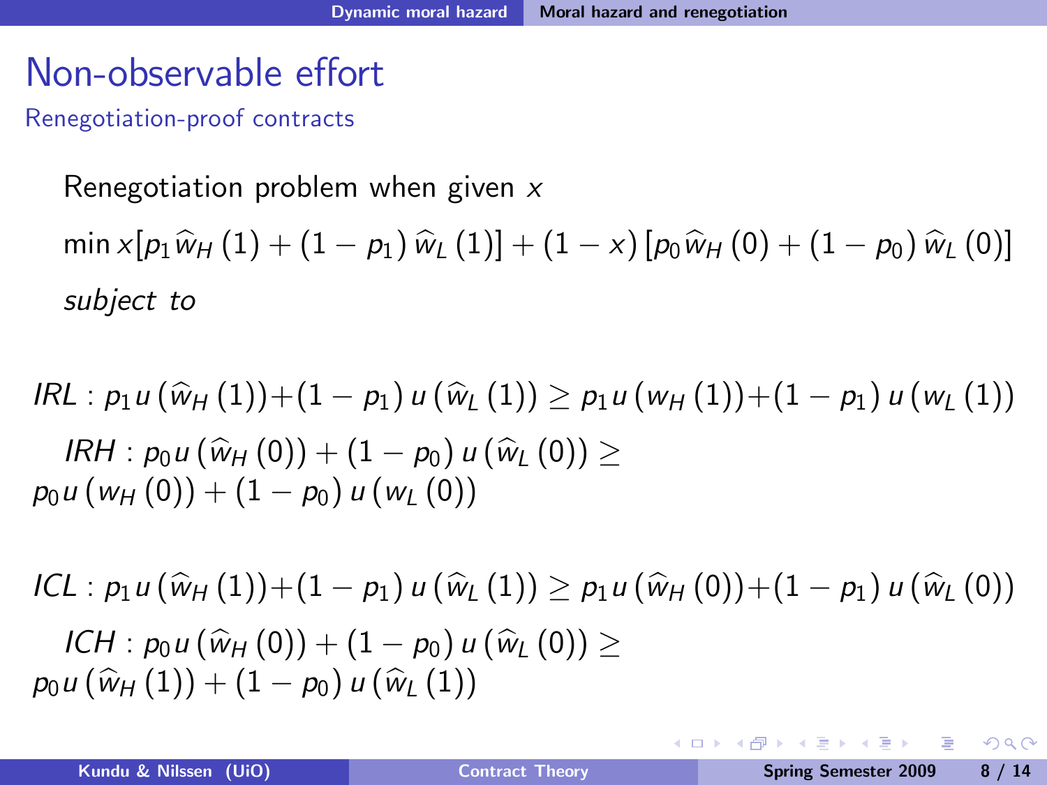# Non-observable effort

## Renegotiation-proof contracts

Renegotiation problem when given $x$

$$\min x[p_1 \widehat{w}_H(1) + (1 - p_1)\widehat{w}_L(1)] + (1 - x)[p_0 \widehat{w}_H(0) + (1 - p_0)\widehat{w}_L(0)]$$

*subject to*

$$IRL : p_1 u(\widehat{w}_H(1)) + (1 - p_1) u(\widehat{w}_L(1)) \geq p_1 u(w_H(1)) + (1 - p_1) u(w_L(1))$$

$$IRH : p_0 u(\widehat{w}_H(0)) + (1 - p_0) u(\widehat{w}_L(0)) \geq p_0 u(w_H(0)) + (1 - p_0) u(w_L(0))$$

$$ICL : p_1 u(\widehat{w}_H(1)) + (1 - p_1) u(\widehat{w}_L(1)) \geq p_1 u(\widehat{w}_H(0)) + (1 - p_1) u(\widehat{w}_L(0))$$

$$ICH : p_0 u(\widehat{w}_H(0)) + (1 - p_0) u(\widehat{w}_L(0)) \geq p_0 u(\widehat{w}_H(1)) + (1 - p_0) u(\widehat{w}_L(1))$$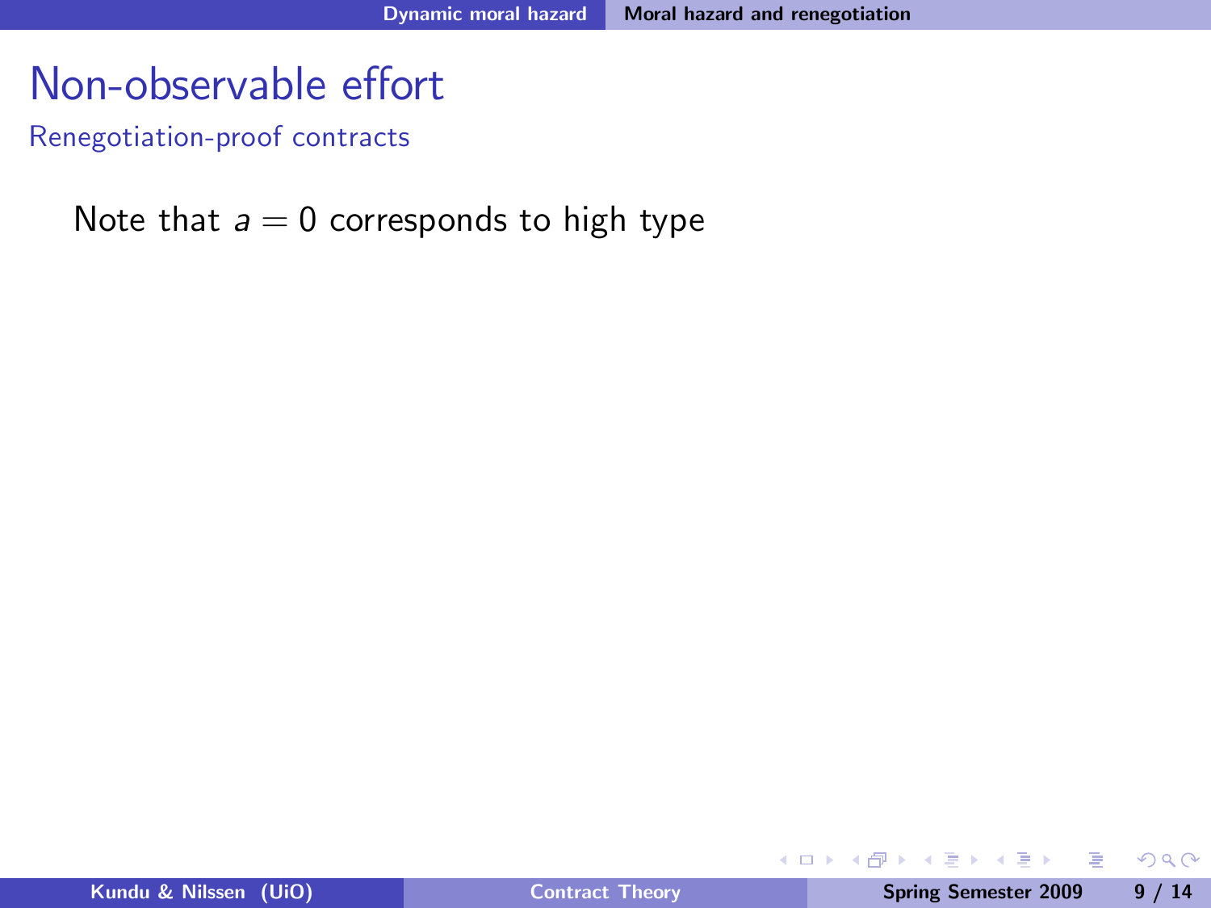# Non-observable effort

## Renegotiation-proof contracts

Note that $a = 0$ corresponds to high type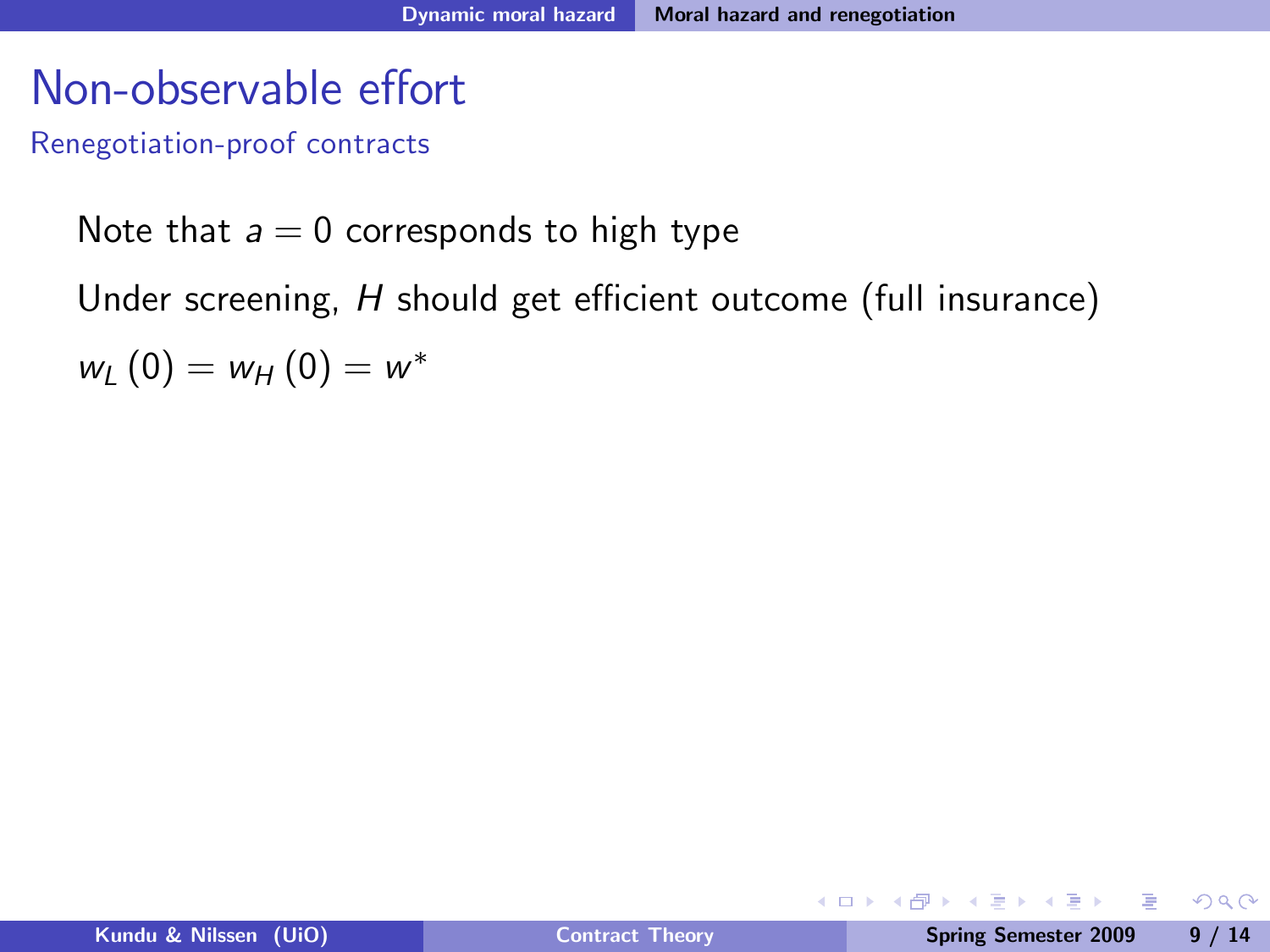# Non-observable effort

## Renegotiation-proof contracts

Note that $a = 0$ corresponds to high type

Under screening, $H$ should get efficient outcome (full insurance)

$w_L(0) = w_H(0) = w^*$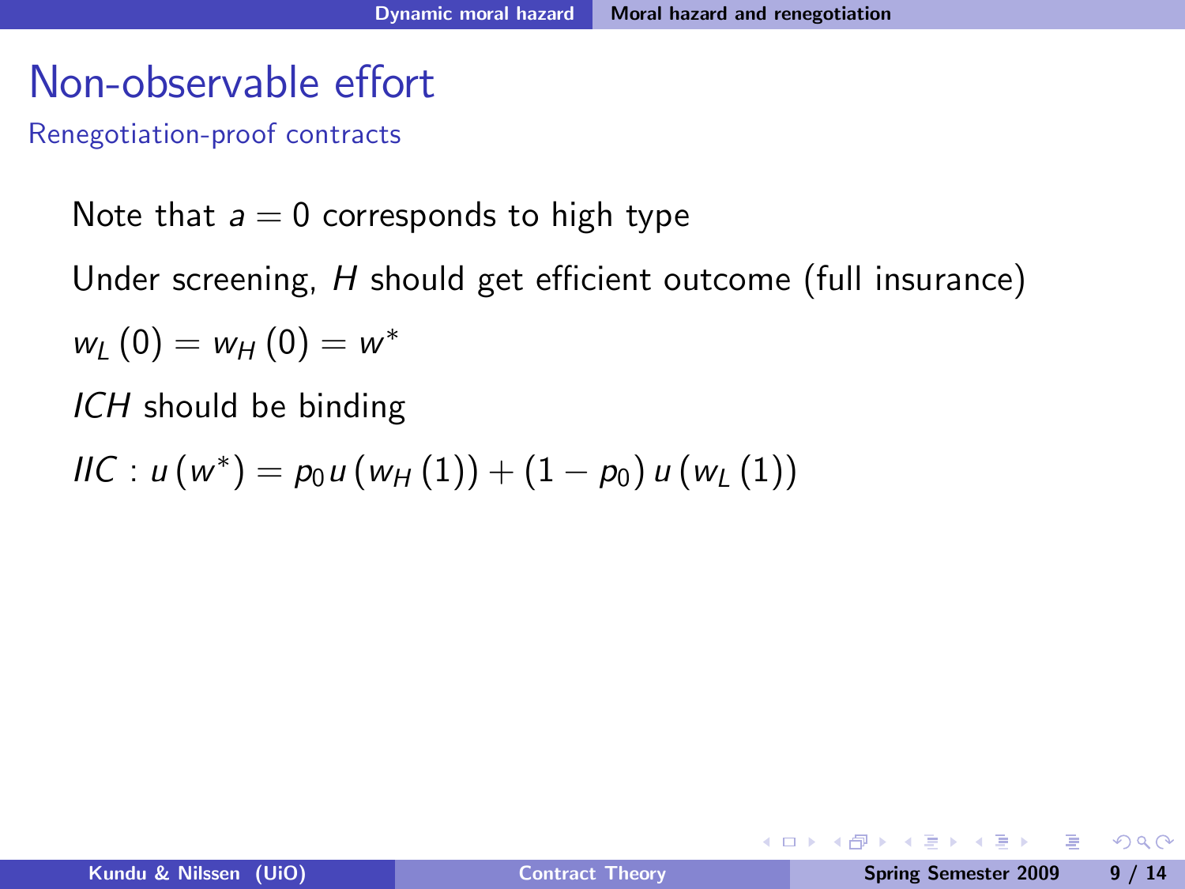# Non-observable effort

## Renegotiation-proof contracts

Note that $a = 0$ corresponds to high type

Under screening, $H$ should get efficient outcome (full insurance)

$w_L(0) = w_H(0) = w^*$

$ICH$ should be binding

$IIC : u(w^*) = p_0 u(w_H(1)) + (1 - p_0) u(w_L(1))$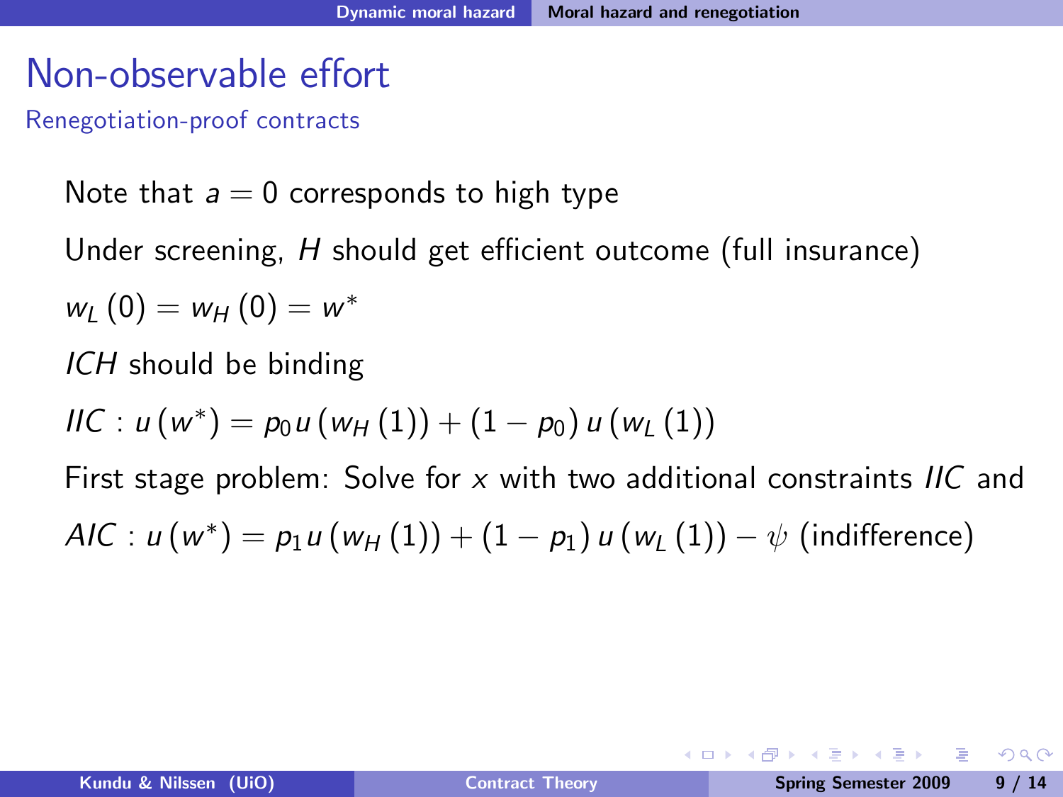# Non-observable effort

## Renegotiation-proof contracts

Note that $a = 0$ corresponds to high type

Under screening, $H$ should get efficient outcome (full insurance)

$w_L(0) = w_H(0) = w^*$

$ICH$ should be binding

$IIC : u(w^*) = p_0 u(w_H(1)) + (1 - p_0) u(w_L(1))$

First stage problem: Solve for $x$ with two additional constraints $IIC$ and

$AIC : u(w^*) = p_1 u(w_H(1)) + (1 - p_1) u(w_L(1)) - \psi$ (indifference)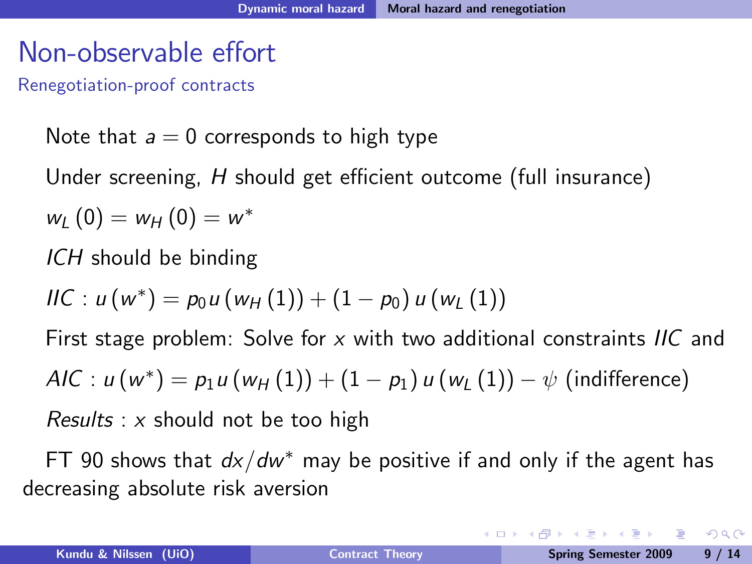# Non-observable effort

## Renegotiation-proof contracts

Note that $a = 0$ corresponds to high type

Under screening, $H$ should get efficient outcome (full insurance)

$w_L(0) = w_H(0) = w^*$

*ICH* should be binding

$IIC : u(w^*) = p_0 u(w_H(1)) + (1 - p_0) u(w_L(1))$

First stage problem: Solve for $x$ with two additional constraints *IIC* and

$AIC : u(w^*) = p_1 u(w_H(1)) + (1 - p_1) u(w_L(1)) - \psi$ (indifference)

*Results* : $x$ should not be too high

FT 90 shows that $dx/dw^*$ may be positive if and only if the agent has decreasing absolute risk aversion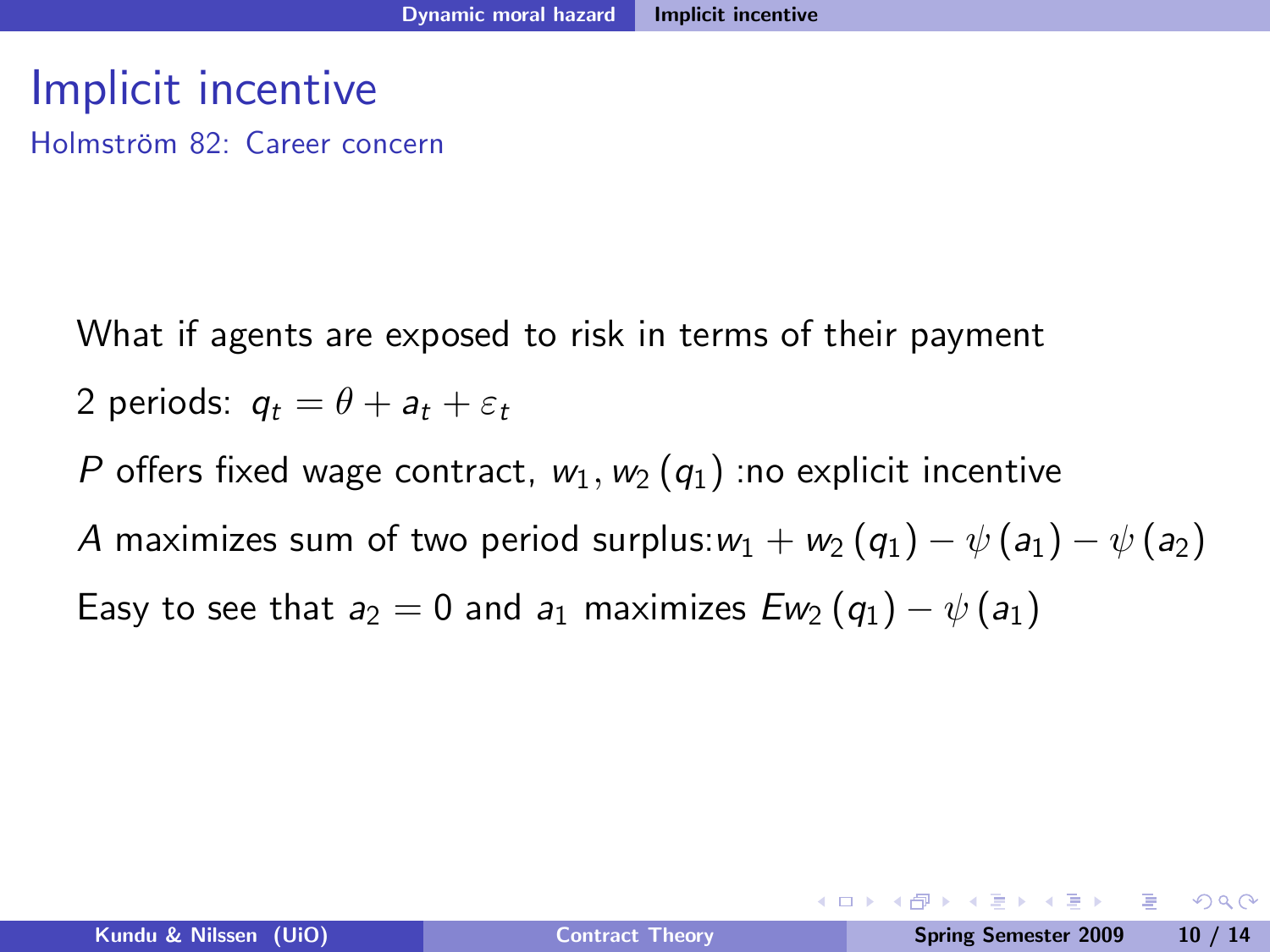# Implicit incentive

## Holmström 82: Career concern

What if agents are exposed to risk in terms of their payment

2 periods: $q_t = \theta + a_t + \varepsilon_t$

$P$ offers fixed wage contract, $w_1, w_2(q_1)$ :no explicit incentive

$A$ maximizes sum of two period surplus:$w_1 + w_2(q_1) - \psi(a_1) - \psi(a_2)$

Easy to see that $a_2 = 0$ and $a_1$ maximizes $Ew_2(q_1) - \psi(a_1)$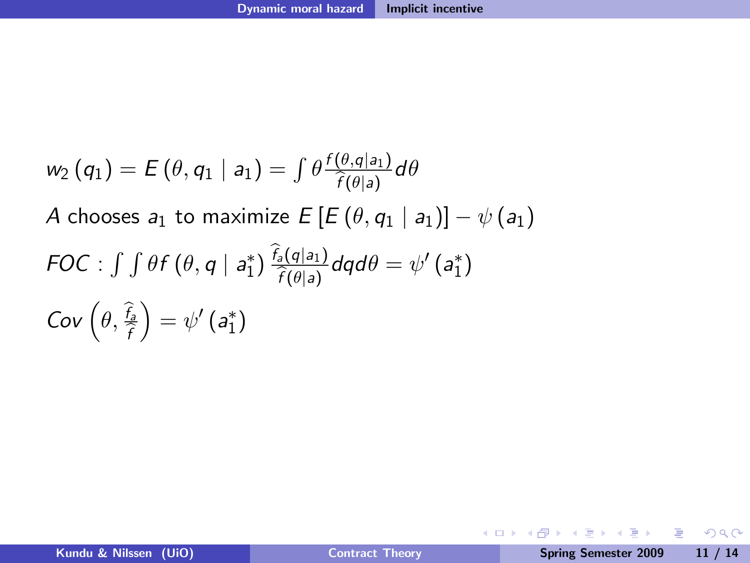$$w_2(q_1) = E(\theta, q_1 \mid a_1) = \int \theta \frac{f(\theta, q \mid a_1)}{\widehat{f}(\theta \mid a)} d\theta$$

$A$ chooses $a_1$ to maximize $E[E(\theta, q_1 \mid a_1)] - \psi(a_1)$

$$FOC : \int \int \theta f(\theta, q \mid a_1^*) \frac{\widehat{f}_a(q \mid a_1)}{\widehat{f}(\theta \mid a)} dq d\theta = \psi'(a_1^*)$$

$$Cov\left(\theta, \frac{\widehat{f}_a}{\widehat{f}}\right) = \psi'(a_1^*)$$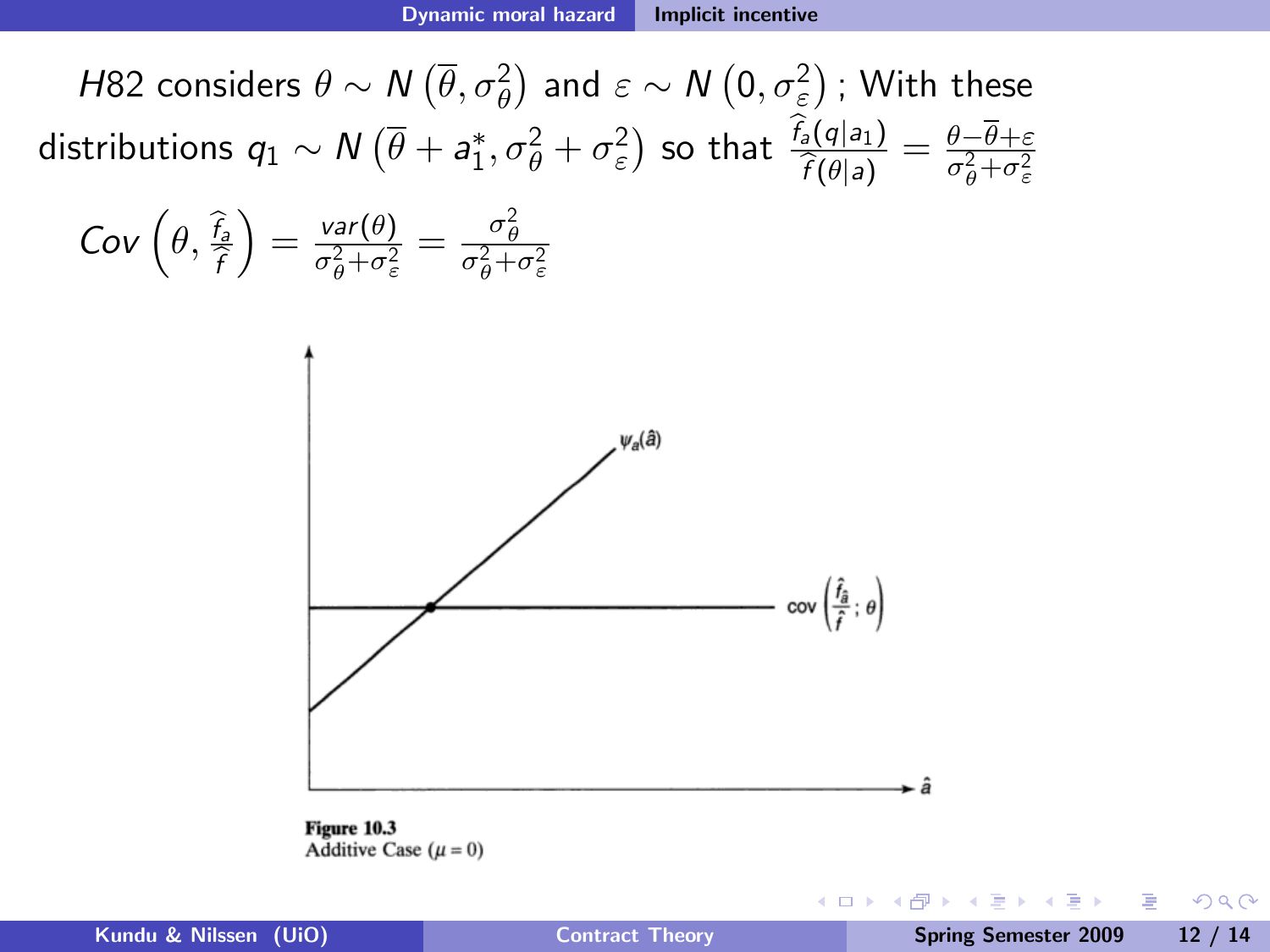$H82$ considers $\theta \sim N\left(\overline{\theta}, \sigma_\theta^2\right)$ and $\varepsilon \sim N\left(0, \sigma_\varepsilon^2\right)$; With these distributions $q_1 \sim N\left(\overline{\theta} + a_1^*, \sigma_\theta^2 + \sigma_\varepsilon^2\right)$ so that $\frac{\widehat{f}_a(q|a_1)}{\widehat{f}(\theta|a)} = \frac{\theta - \overline{\theta} + \varepsilon}{\sigma_\theta^2 + \sigma_\varepsilon^2}$

$$Cov\left(\theta, \frac{\widehat{f}_a}{\widehat{f}}\right) = \frac{var(\theta)}{\sigma_\theta^2 + \sigma_\varepsilon^2} = \frac{\sigma_\theta^2}{\sigma_\theta^2 + \sigma_\varepsilon^2}$$

**Figure 10.3**
Additive Case ($\mu = 0$)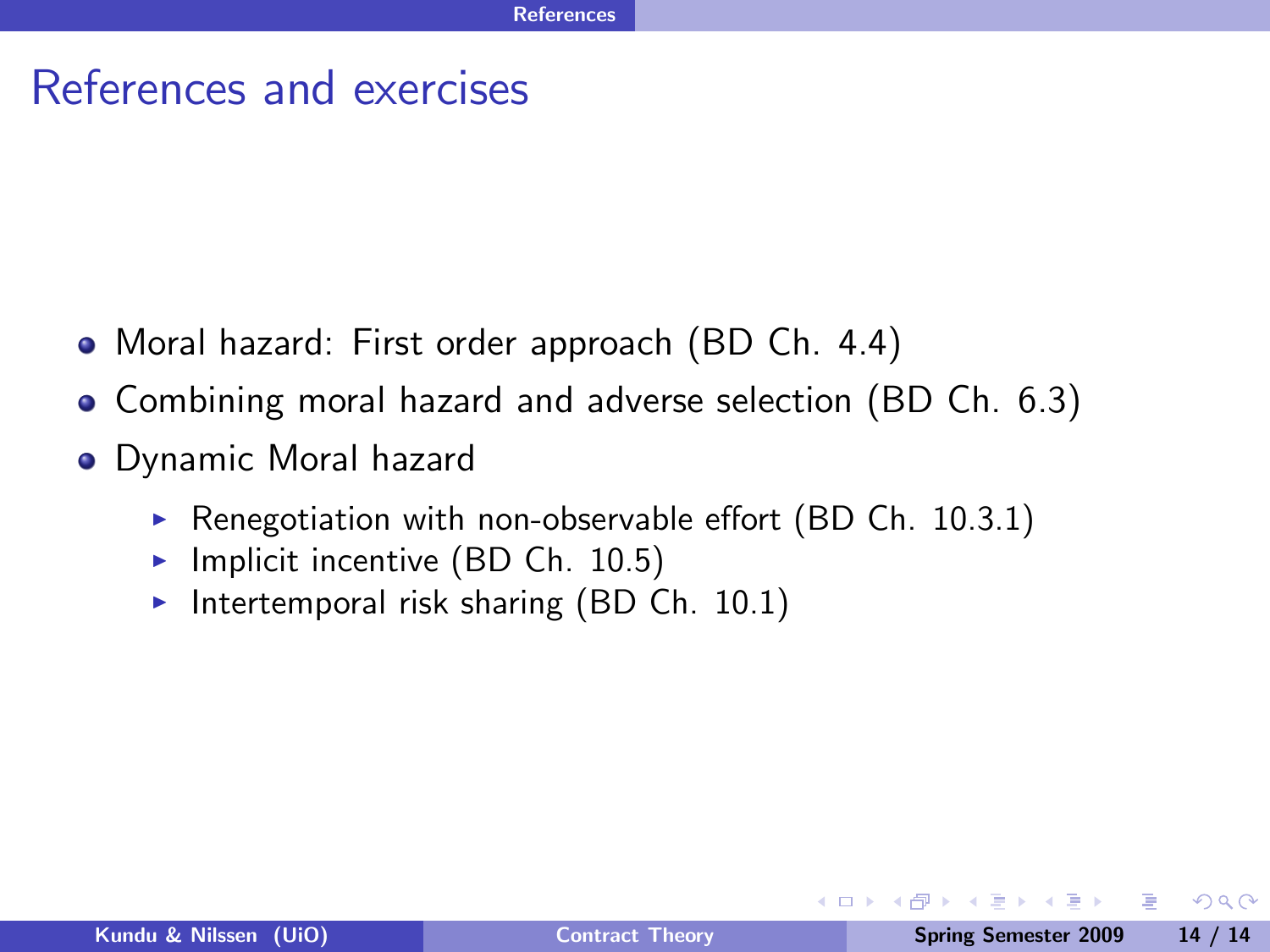# References and exercises

- Moral hazard: First order approach (BD Ch. 4.4)
- Combining moral hazard and adverse selection (BD Ch. 6.3)
- Dynamic Moral hazard
  - Renegotiation with non-observable effort (BD Ch. 10.3.1)
  - Implicit incentive (BD Ch. 10.5)
  - Intertemporal risk sharing (BD Ch. 10.1)